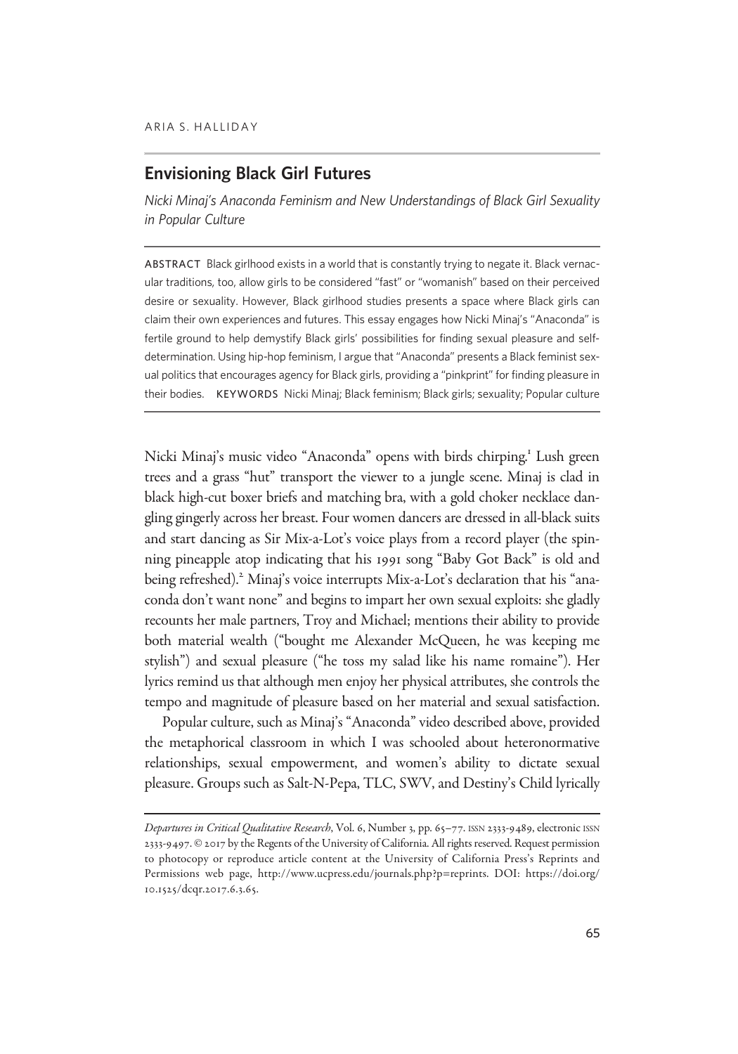ARIA S. HALLIDAY

## Envisioning Black Girl Futures

*Nicki Minaj's Anaconda Feminism and New Understandings of Black Girl Sexuality in Popular Culture*

ABSTRACT Black girlhood exists in a world that is constantly trying to negate it. Black vernacular traditions, too, allow girls to be considered "fast" or "womanish" based on their perceived desire or sexuality. However, Black girlhood studies presents a space where Black girls can claim their own experiences and futures. This essay engages how Nicki Minaj's "Anaconda" is fertile ground to help demystify Black girls' possibilities for finding sexual pleasure and self-determination. Using hip-hop feminism, I argue that "Anaconda" presents a Black feminist sexual politics that encourages agency for Black girls, providing a "pinkprint" for finding pleasure in their bodies. KEYWORDS Nicki Minaj; Black feminism; Black girls; sexuality; Popular culture

Nicki Minaj's music video "Anaconda" opens with birds chirping.[1] Lush green trees and a grass "hut" transport the viewer to a jungle scene. Minaj is clad in black high-cut boxer briefs and matching bra, with a gold choker necklace dangling gingerly across her breast. Four women dancers are dressed in all-black suits and start dancing as Sir Mix-a-Lot's voice plays from a record player (the spinning pineapple atop indicating that his 1991 song "Baby Got Back" is old and being refreshed).[2] Minaj's voice interrupts Mix-a-Lot's declaration that his "anaconda don't want none" and begins to impart her own sexual exploits: she gladly recounts her male partners, Troy and Michael; mentions their ability to provide both material wealth ("bought me Alexander McQueen, he was keeping me stylish") and sexual pleasure ("he toss my salad like his name romaine"). Her lyrics remind us that although men enjoy her physical attributes, she controls the tempo and magnitude of pleasure based on her material and sexual satisfaction.

Popular culture, such as Minaj's "Anaconda" video described above, provided the metaphorical classroom in which I was schooled about heteronormative relationships, sexual empowerment, and women's ability to dictate sexual pleasure. Groups such as Salt-N-Pepa, TLC, SWV, and Destiny's Child lyrically

*Departures in Critical Qualitative Research*, Vol. 6, Number 3, pp. 65–77. ISSN 2333-9489, electronic ISSN 2333-9497. © 2017 by the Regents of the University of California. All rights reserved. Request permission to photocopy or reproduce article content at the University of California Press's Reprints and Permissions web page, http://www.ucpress.edu/journals.php?p=reprints. DOI: https://doi.org/10.1525/dcqr.2017.6.3.65.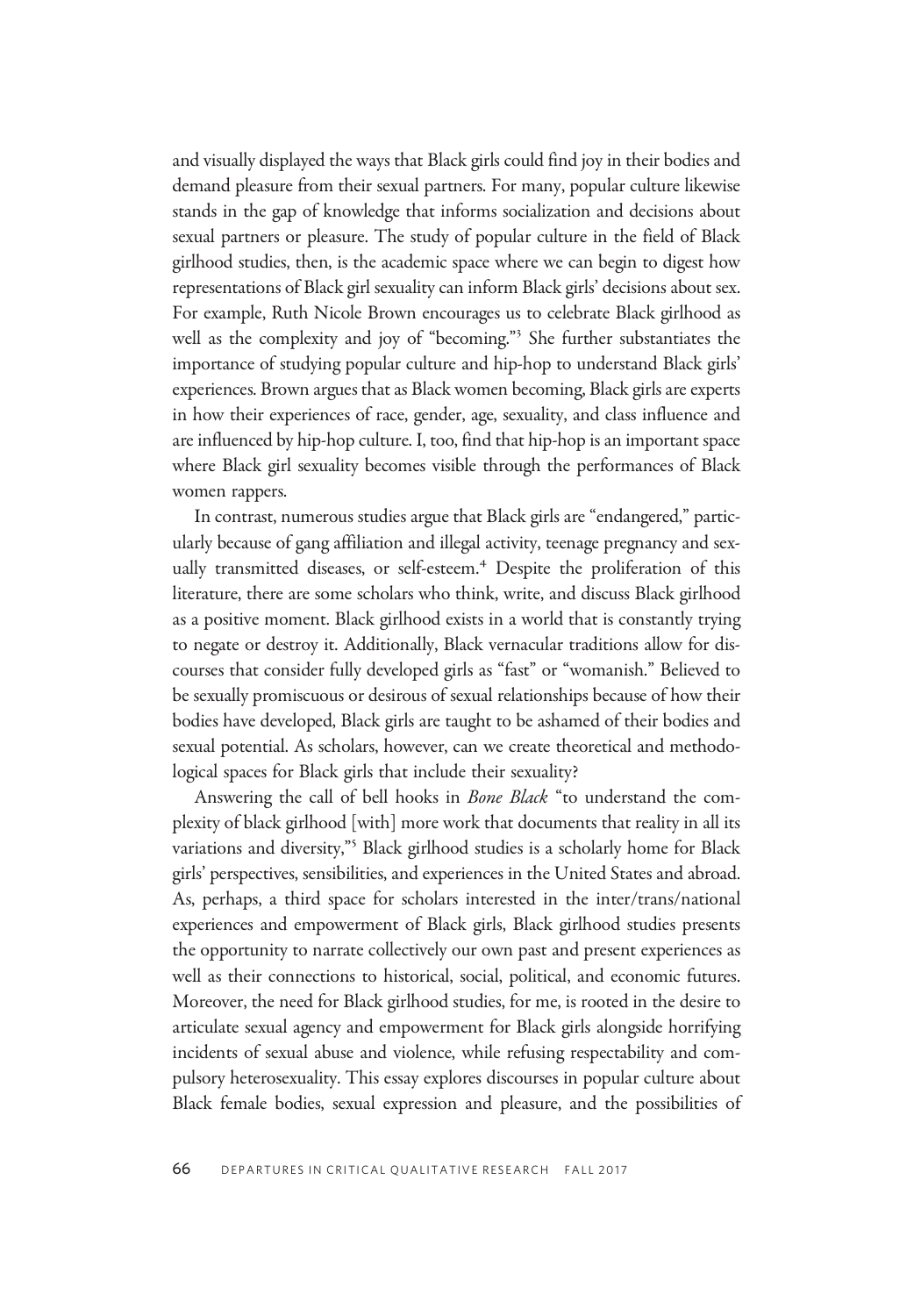and visually displayed the ways that Black girls could find joy in their bodies and demand pleasure from their sexual partners. For many, popular culture likewise stands in the gap of knowledge that informs socialization and decisions about sexual partners or pleasure. The study of popular culture in the field of Black girlhood studies, then, is the academic space where we can begin to digest how representations of Black girl sexuality can inform Black girls' decisions about sex. For example, Ruth Nicole Brown encourages us to celebrate Black girlhood as well as the complexity and joy of "becoming."[3] She further substantiates the importance of studying popular culture and hip-hop to understand Black girls' experiences. Brown argues that as Black women becoming, Black girls are experts in how their experiences of race, gender, age, sexuality, and class influence and are influenced by hip-hop culture. I, too, find that hip-hop is an important space where Black girl sexuality becomes visible through the performances of Black women rappers.

In contrast, numerous studies argue that Black girls are "endangered," particularly because of gang affiliation and illegal activity, teenage pregnancy and sexually transmitted diseases, or self-esteem.[4] Despite the proliferation of this literature, there are some scholars who think, write, and discuss Black girlhood as a positive moment. Black girlhood exists in a world that is constantly trying to negate or destroy it. Additionally, Black vernacular traditions allow for discourses that consider fully developed girls as "fast" or "womanish." Believed to be sexually promiscuous or desirous of sexual relationships because of how their bodies have developed, Black girls are taught to be ashamed of their bodies and sexual potential. As scholars, however, can we create theoretical and methodological spaces for Black girls that include their sexuality?

Answering the call of bell hooks in *Bone Black* "to understand the complexity of black girlhood [with] more work that documents that reality in all its variations and diversity,"[5] Black girlhood studies is a scholarly home for Black girls' perspectives, sensibilities, and experiences in the United States and abroad. As, perhaps, a third space for scholars interested in the inter/trans/national experiences and empowerment of Black girls, Black girlhood studies presents the opportunity to narrate collectively our own past and present experiences as well as their connections to historical, social, political, and economic futures. Moreover, the need for Black girlhood studies, for me, is rooted in the desire to articulate sexual agency and empowerment for Black girls alongside horrifying incidents of sexual abuse and violence, while refusing respectability and compulsory heterosexuality. This essay explores discourses in popular culture about Black female bodies, sexual expression and pleasure, and the possibilities of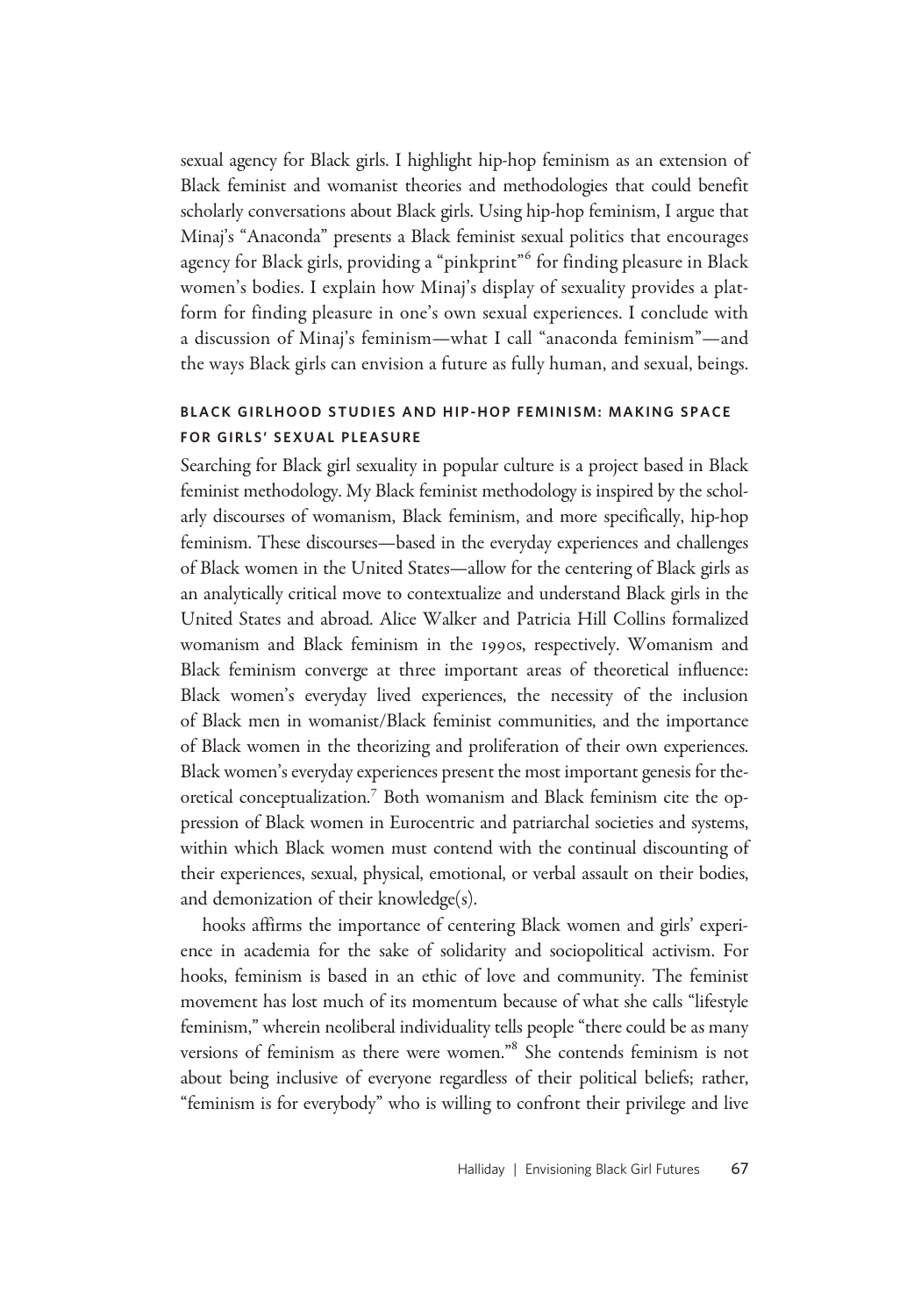sexual agency for Black girls. I highlight hip-hop feminism as an extension of Black feminist and womanist theories and methodologies that could benefit scholarly conversations about Black girls. Using hip-hop feminism, I argue that Minaj's "Anaconda" presents a Black feminist sexual politics that encourages agency for Black girls, providing a "pinkprint"[6] for finding pleasure in Black women's bodies. I explain how Minaj's display of sexuality provides a platform for finding pleasure in one's own sexual experiences. I conclude with a discussion of Minaj's feminism—what I call "anaconda feminism"—and the ways Black girls can envision a future as fully human, and sexual, beings.

## BLACK GIRLHOOD STUDIES AND HIP-HOP FEMINISM: MAKING SPACE FOR GIRLS' SEXUAL PLEASURE

Searching for Black girl sexuality in popular culture is a project based in Black feminist methodology. My Black feminist methodology is inspired by the scholarly discourses of womanism, Black feminism, and more specifically, hip-hop feminism. These discourses—based in the everyday experiences and challenges of Black women in the United States—allow for the centering of Black girls as an analytically critical move to contextualize and understand Black girls in the United States and abroad. Alice Walker and Patricia Hill Collins formalized womanism and Black feminism in the 1990s, respectively. Womanism and Black feminism converge at three important areas of theoretical influence: Black women's everyday lived experiences, the necessity of the inclusion of Black men in womanist/Black feminist communities, and the importance of Black women in the theorizing and proliferation of their own experiences. Black women's everyday experiences present the most important genesis for theoretical conceptualization.[7] Both womanism and Black feminism cite the oppression of Black women in Eurocentric and patriarchal societies and systems, within which Black women must contend with the continual discounting of their experiences, sexual, physical, emotional, or verbal assault on their bodies, and demonization of their knowledge(s).

hooks affirms the importance of centering Black women and girls' experience in academia for the sake of solidarity and sociopolitical activism. For hooks, feminism is based in an ethic of love and community. The feminist movement has lost much of its momentum because of what she calls "lifestyle feminism," wherein neoliberal individuality tells people "there could be as many versions of feminism as there were women."[8] She contends feminism is not about being inclusive of everyone regardless of their political beliefs; rather, "feminism is for everybody" who is willing to confront their privilege and live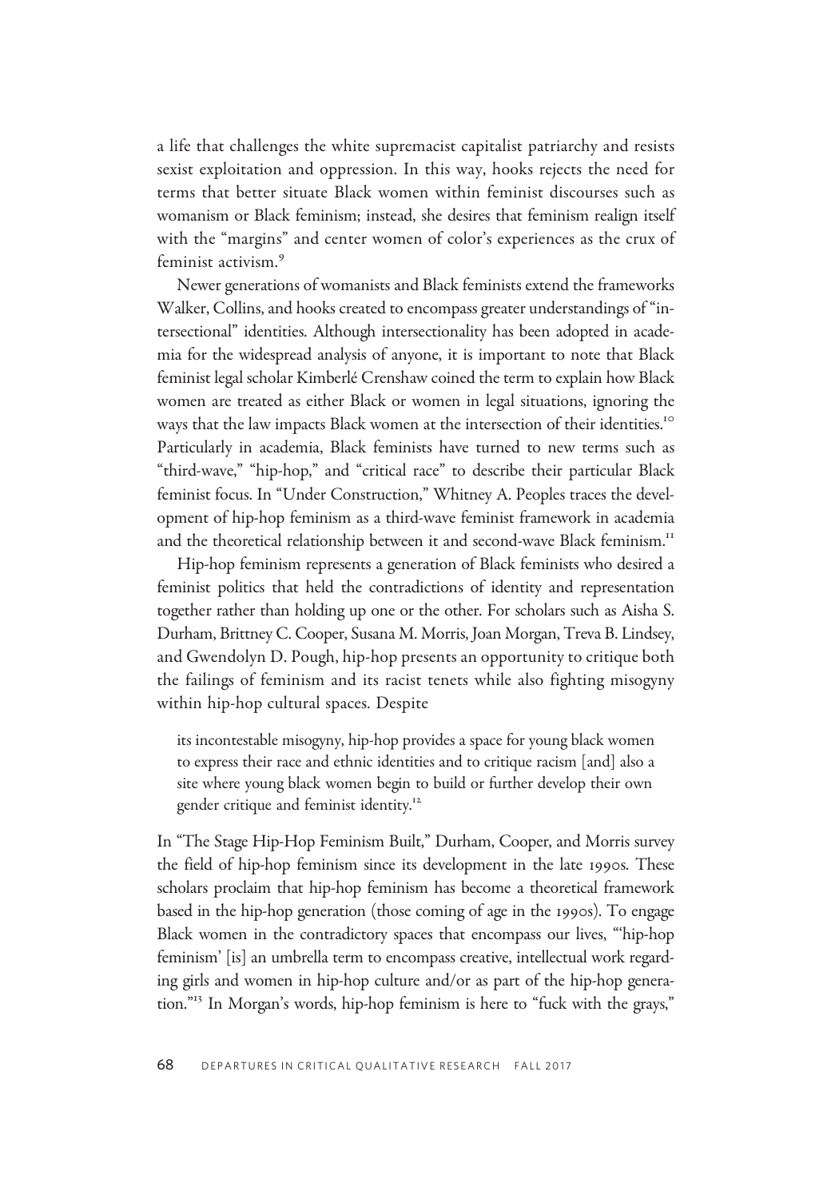a life that challenges the white supremacist capitalist patriarchy and resists sexist exploitation and oppression. In this way, hooks rejects the need for terms that better situate Black women within feminist discourses such as womanism or Black feminism; instead, she desires that feminism realign itself with the "margins" and center women of color's experiences as the crux of feminist activism.[9]

Newer generations of womanists and Black feminists extend the frameworks Walker, Collins, and hooks created to encompass greater understandings of "intersectional" identities. Although intersectionality has been adopted in academia for the widespread analysis of anyone, it is important to note that Black feminist legal scholar Kimberlé Crenshaw coined the term to explain how Black women are treated as either Black or women in legal situations, ignoring the ways that the law impacts Black women at the intersection of their identities.[10] Particularly in academia, Black feminists have turned to new terms such as "third-wave," "hip-hop," and "critical race" to describe their particular Black feminist focus. In "Under Construction," Whitney A. Peoples traces the development of hip-hop feminism as a third-wave feminist framework in academia and the theoretical relationship between it and second-wave Black feminism.[11]

Hip-hop feminism represents a generation of Black feminists who desired a feminist politics that held the contradictions of identity and representation together rather than holding up one or the other. For scholars such as Aisha S. Durham, Brittney C. Cooper, Susana M. Morris, Joan Morgan, Treva B. Lindsey, and Gwendolyn D. Pough, hip-hop presents an opportunity to critique both the failings of feminism and its racist tenets while also fighting misogyny within hip-hop cultural spaces. Despite

> its incontestable misogyny, hip-hop provides a space for young black women to express their race and ethnic identities and to critique racism [and] also a site where young black women begin to build or further develop their own gender critique and feminist identity.[12]

In "The Stage Hip-Hop Feminism Built," Durham, Cooper, and Morris survey the field of hip-hop feminism since its development in the late 1990s. These scholars proclaim that hip-hop feminism has become a theoretical framework based in the hip-hop generation (those coming of age in the 1990s). To engage Black women in the contradictory spaces that encompass our lives, "'hip-hop feminism' [is] an umbrella term to encompass creative, intellectual work regarding girls and women in hip-hop culture and/or as part of the hip-hop generation."[13] In Morgan's words, hip-hop feminism is here to "fuck with the grays,"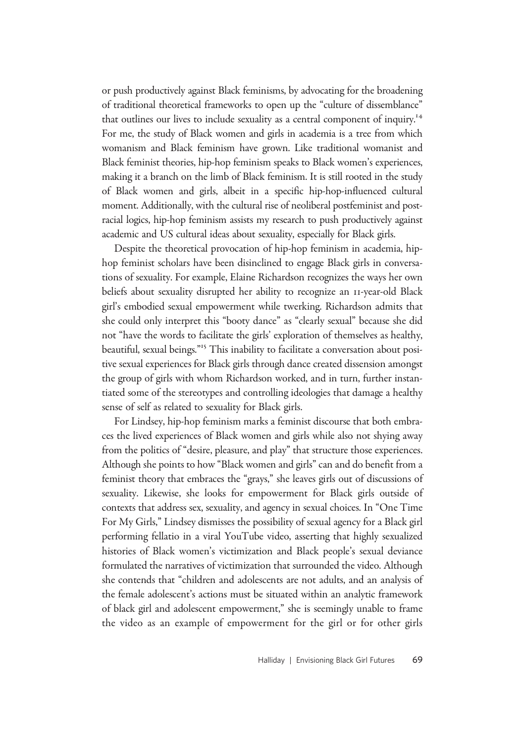or push productively against Black feminisms, by advocating for the broadening of traditional theoretical frameworks to open up the "culture of dissemblance" that outlines our lives to include sexuality as a central component of inquiry.[14] For me, the study of Black women and girls in academia is a tree from which womanism and Black feminism have grown. Like traditional womanist and Black feminist theories, hip-hop feminism speaks to Black women's experiences, making it a branch on the limb of Black feminism. It is still rooted in the study of Black women and girls, albeit in a specific hip-hop-influenced cultural moment. Additionally, with the cultural rise of neoliberal postfeminist and postracial logics, hip-hop feminism assists my research to push productively against academic and US cultural ideas about sexuality, especially for Black girls.

Despite the theoretical provocation of hip-hop feminism in academia, hip-hop feminist scholars have been disinclined to engage Black girls in conversations of sexuality. For example, Elaine Richardson recognizes the ways her own beliefs about sexuality disrupted her ability to recognize an 11-year-old Black girl's embodied sexual empowerment while twerking. Richardson admits that she could only interpret this "booty dance" as "clearly sexual" because she did not "have the words to facilitate the girls' exploration of themselves as healthy, beautiful, sexual beings."[15] This inability to facilitate a conversation about positive sexual experiences for Black girls through dance created dissension amongst the group of girls with whom Richardson worked, and in turn, further instantiated some of the stereotypes and controlling ideologies that damage a healthy sense of self as related to sexuality for Black girls.

For Lindsey, hip-hop feminism marks a feminist discourse that both embraces the lived experiences of Black women and girls while also not shying away from the politics of "desire, pleasure, and play" that structure those experiences. Although she points to how "Black women and girls" can and do benefit from a feminist theory that embraces the "grays," she leaves girls out of discussions of sexuality. Likewise, she looks for empowerment for Black girls outside of contexts that address sex, sexuality, and agency in sexual choices. In "One Time For My Girls," Lindsey dismisses the possibility of sexual agency for a Black girl performing fellatio in a viral YouTube video, asserting that highly sexualized histories of Black women's victimization and Black people's sexual deviance formulated the narratives of victimization that surrounded the video. Although she contends that "children and adolescents are not adults, and an analysis of the female adolescent's actions must be situated within an analytic framework of black girl and adolescent empowerment," she is seemingly unable to frame the video as an example of empowerment for the girl or for other girls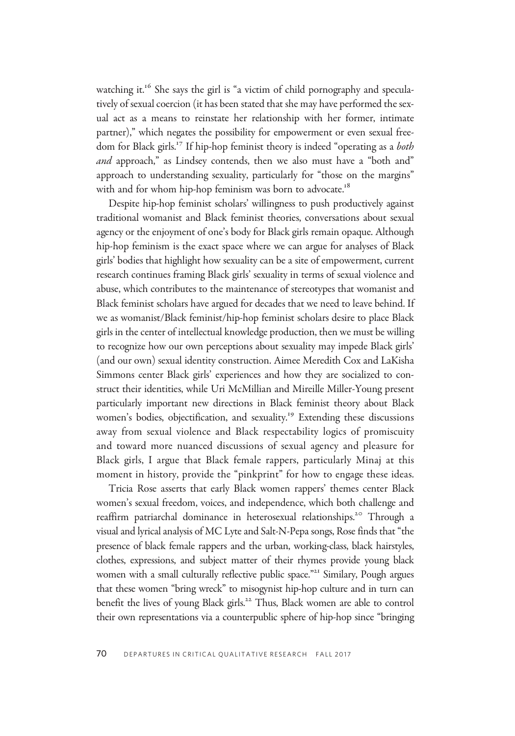watching it.[16] She says the girl is "a victim of child pornography and speculatively of sexual coercion (it has been stated that she may have performed the sexual act as a means to reinstate her relationship with her former, intimate partner)," which negates the possibility for empowerment or even sexual freedom for Black girls.[17] If hip-hop feminist theory is indeed "operating as a *both and* approach," as Lindsey contends, then we also must have a "both and" approach to understanding sexuality, particularly for "those on the margins" with and for whom hip-hop feminism was born to advocate.[18]

Despite hip-hop feminist scholars' willingness to push productively against traditional womanist and Black feminist theories, conversations about sexual agency or the enjoyment of one's body for Black girls remain opaque. Although hip-hop feminism is the exact space where we can argue for analyses of Black girls' bodies that highlight how sexuality can be a site of empowerment, current research continues framing Black girls' sexuality in terms of sexual violence and abuse, which contributes to the maintenance of stereotypes that womanist and Black feminist scholars have argued for decades that we need to leave behind. If we as womanist/Black feminist/hip-hop feminist scholars desire to place Black girls in the center of intellectual knowledge production, then we must be willing to recognize how our own perceptions about sexuality may impede Black girls' (and our own) sexual identity construction. Aimee Meredith Cox and LaKisha Simmons center Black girls' experiences and how they are socialized to construct their identities, while Uri McMillian and Mireille Miller-Young present particularly important new directions in Black feminist theory about Black women's bodies, objectification, and sexuality.[19] Extending these discussions away from sexual violence and Black respectability logics of promiscuity and toward more nuanced discussions of sexual agency and pleasure for Black girls, I argue that Black female rappers, particularly Minaj at this moment in history, provide the "pinkprint" for how to engage these ideas.

Tricia Rose asserts that early Black women rappers' themes center Black women's sexual freedom, voices, and independence, which both challenge and reaffirm patriarchal dominance in heterosexual relationships.[20] Through a visual and lyrical analysis of MC Lyte and Salt-N-Pepa songs, Rose finds that "the presence of black female rappers and the urban, working-class, black hairstyles, clothes, expressions, and subject matter of their rhymes provide young black women with a small culturally reflective public space."[21] Similary, Pough argues that these women "bring wreck" to misogynist hip-hop culture and in turn can benefit the lives of young Black girls.[22] Thus, Black women are able to control their own representations via a counterpublic sphere of hip-hop since "bringing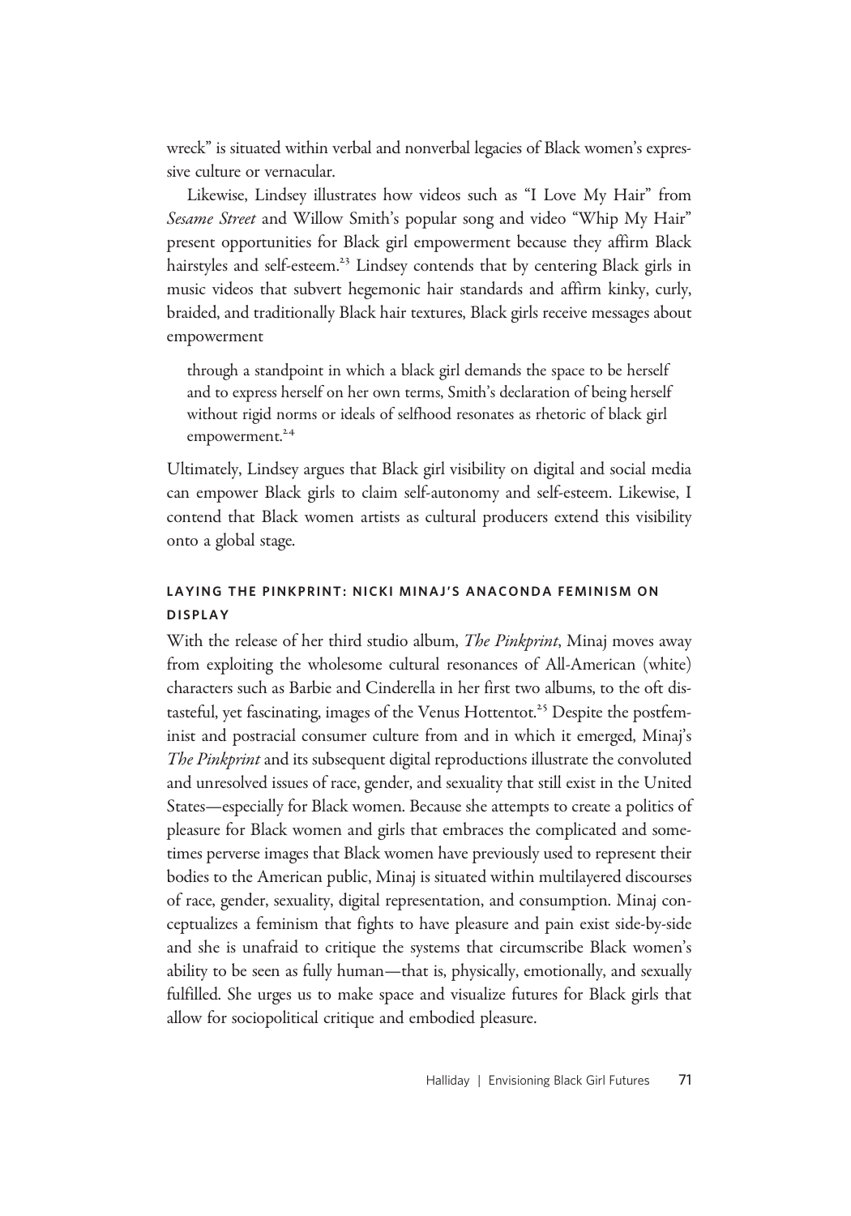wreck" is situated within verbal and nonverbal legacies of Black women's expressive culture or vernacular.

Likewise, Lindsey illustrates how videos such as "I Love My Hair" from *Sesame Street* and Willow Smith's popular song and video "Whip My Hair" present opportunities for Black girl empowerment because they affirm Black hairstyles and self-esteem.[23] Lindsey contends that by centering Black girls in music videos that subvert hegemonic hair standards and affirm kinky, curly, braided, and traditionally Black hair textures, Black girls receive messages about empowerment

> through a standpoint in which a black girl demands the space to be herself and to express herself on her own terms, Smith's declaration of being herself without rigid norms or ideals of selfhood resonates as rhetoric of black girl empowerment.[24]

Ultimately, Lindsey argues that Black girl visibility on digital and social media can empower Black girls to claim self-autonomy and self-esteem. Likewise, I contend that Black women artists as cultural producers extend this visibility onto a global stage.

## LAYING THE PINKPRINT: NICKI MINAJ'S ANACONDA FEMINISM ON DISPLAY

With the release of her third studio album, *The Pinkprint*, Minaj moves away from exploiting the wholesome cultural resonances of All-American (white) characters such as Barbie and Cinderella in her first two albums, to the oft distasteful, yet fascinating, images of the Venus Hottentot.[25] Despite the postfeminist and postracial consumer culture from and in which it emerged, Minaj's *The Pinkprint* and its subsequent digital reproductions illustrate the convoluted and unresolved issues of race, gender, and sexuality that still exist in the United States—especially for Black women. Because she attempts to create a politics of pleasure for Black women and girls that embraces the complicated and sometimes perverse images that Black women have previously used to represent their bodies to the American public, Minaj is situated within multilayered discourses of race, gender, sexuality, digital representation, and consumption. Minaj conceptualizes a feminism that fights to have pleasure and pain exist side-by-side and she is unafraid to critique the systems that circumscribe Black women's ability to be seen as fully human—that is, physically, emotionally, and sexually fulfilled. She urges us to make space and visualize futures for Black girls that allow for sociopolitical critique and embodied pleasure.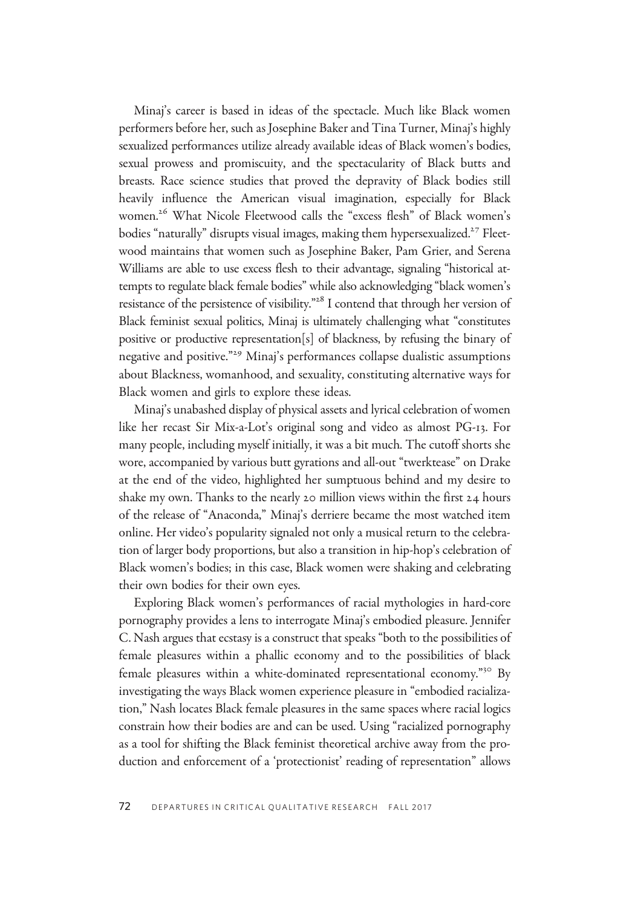Minaj's career is based in ideas of the spectacle. Much like Black women performers before her, such as Josephine Baker and Tina Turner, Minaj's highly sexualized performances utilize already available ideas of Black women's bodies, sexual prowess and promiscuity, and the spectacularity of Black butts and breasts. Race science studies that proved the depravity of Black bodies still heavily influence the American visual imagination, especially for Black women.[26] What Nicole Fleetwood calls the "excess flesh" of Black women's bodies "naturally" disrupts visual images, making them hypersexualized.[27] Fleetwood maintains that women such as Josephine Baker, Pam Grier, and Serena Williams are able to use excess flesh to their advantage, signaling "historical attempts to regulate black female bodies" while also acknowledging "black women's resistance of the persistence of visibility."[28] I contend that through her version of Black feminist sexual politics, Minaj is ultimately challenging what "constitutes positive or productive representation[s] of blackness, by refusing the binary of negative and positive."[29] Minaj's performances collapse dualistic assumptions about Blackness, womanhood, and sexuality, constituting alternative ways for Black women and girls to explore these ideas.

Minaj's unabashed display of physical assets and lyrical celebration of women like her recast Sir Mix-a-Lot's original song and video as almost PG-13. For many people, including myself initially, it was a bit much. The cutoff shorts she wore, accompanied by various butt gyrations and all-out "twerktease" on Drake at the end of the video, highlighted her sumptuous behind and my desire to shake my own. Thanks to the nearly 20 million views within the first 24 hours of the release of "Anaconda," Minaj's derriere became the most watched item online. Her video's popularity signaled not only a musical return to the celebration of larger body proportions, but also a transition in hip-hop's celebration of Black women's bodies; in this case, Black women were shaking and celebrating their own bodies for their own eyes.

Exploring Black women's performances of racial mythologies in hard-core pornography provides a lens to interrogate Minaj's embodied pleasure. Jennifer C. Nash argues that ecstasy is a construct that speaks "both to the possibilities of female pleasures within a phallic economy and to the possibilities of black female pleasures within a white-dominated representational economy."[30] By investigating the ways Black women experience pleasure in "embodied racialization," Nash locates Black female pleasures in the same spaces where racial logics constrain how their bodies are and can be used. Using "racialized pornography as a tool for shifting the Black feminist theoretical archive away from the production and enforcement of a 'protectionist' reading of representation" allows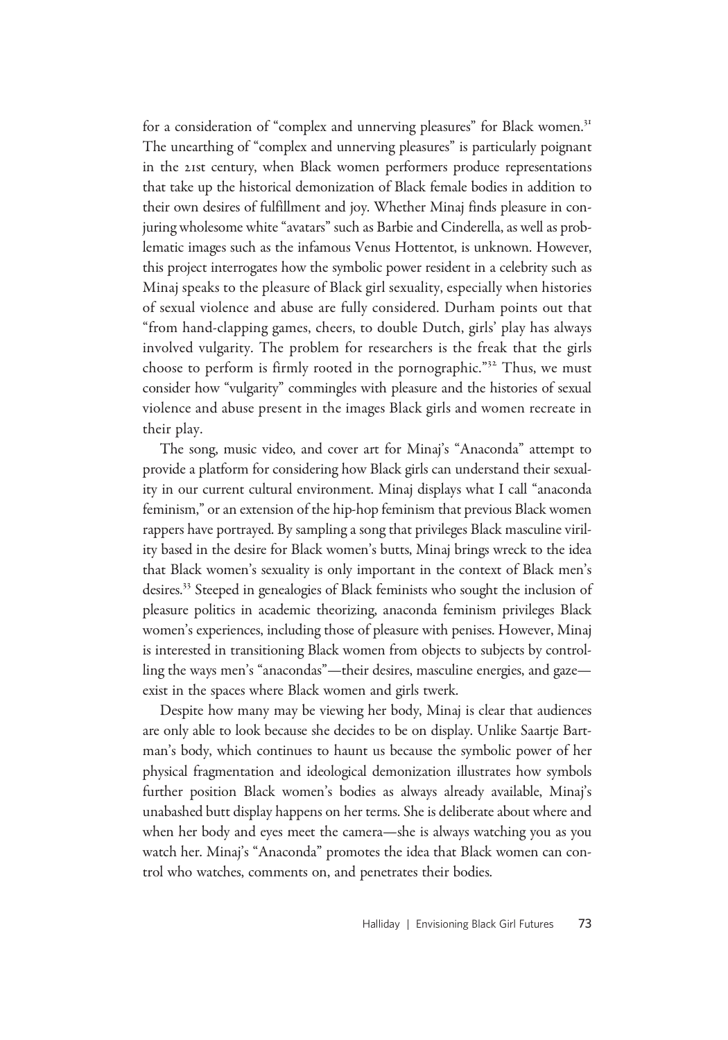for a consideration of "complex and unnerving pleasures" for Black women.[31] The unearthing of "complex and unnerving pleasures" is particularly poignant in the 21st century, when Black women performers produce representations that take up the historical demonization of Black female bodies in addition to their own desires of fulfillment and joy. Whether Minaj finds pleasure in conjuring wholesome white "avatars" such as Barbie and Cinderella, as well as problematic images such as the infamous Venus Hottentot, is unknown. However, this project interrogates how the symbolic power resident in a celebrity such as Minaj speaks to the pleasure of Black girl sexuality, especially when histories of sexual violence and abuse are fully considered. Durham points out that "from hand-clapping games, cheers, to double Dutch, girls' play has always involved vulgarity. The problem for researchers is the freak that the girls choose to perform is firmly rooted in the pornographic."[32] Thus, we must consider how "vulgarity" commingles with pleasure and the histories of sexual violence and abuse present in the images Black girls and women recreate in their play.

The song, music video, and cover art for Minaj's "Anaconda" attempt to provide a platform for considering how Black girls can understand their sexuality in our current cultural environment. Minaj displays what I call "anaconda feminism," or an extension of the hip-hop feminism that previous Black women rappers have portrayed. By sampling a song that privileges Black masculine virility based in the desire for Black women's butts, Minaj brings wreck to the idea that Black women's sexuality is only important in the context of Black men's desires.[33] Steeped in genealogies of Black feminists who sought the inclusion of pleasure politics in academic theorizing, anaconda feminism privileges Black women's experiences, including those of pleasure with penises. However, Minaj is interested in transitioning Black women from objects to subjects by controlling the ways men's "anacondas"—their desires, masculine energies, and gaze—exist in the spaces where Black women and girls twerk.

Despite how many may be viewing her body, Minaj is clear that audiences are only able to look because she decides to be on display. Unlike Saartje Bartman's body, which continues to haunt us because the symbolic power of her physical fragmentation and ideological demonization illustrates how symbols further position Black women's bodies as always already available, Minaj's unabashed butt display happens on her terms. She is deliberate about where and when her body and eyes meet the camera—she is always watching you as you watch her. Minaj's "Anaconda" promotes the idea that Black women can control who watches, comments on, and penetrates their bodies.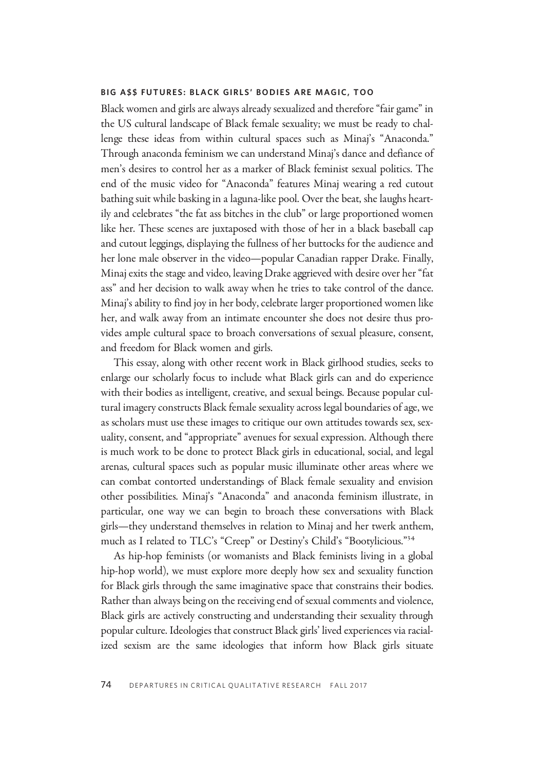### BIG A$$ FUTURES: BLACK GIRLS' BODIES ARE MAGIC, TOO

Black women and girls are always already sexualized and therefore "fair game" in the US cultural landscape of Black female sexuality; we must be ready to challenge these ideas from within cultural spaces such as Minaj's "Anaconda." Through anaconda feminism we can understand Minaj's dance and defiance of men's desires to control her as a marker of Black feminist sexual politics. The end of the music video for "Anaconda" features Minaj wearing a red cutout bathing suit while basking in a laguna-like pool. Over the beat, she laughs heartily and celebrates "the fat ass bitches in the club" or large proportioned women like her. These scenes are juxtaposed with those of her in a black baseball cap and cutout leggings, displaying the fullness of her buttocks for the audience and her lone male observer in the video—popular Canadian rapper Drake. Finally, Minaj exits the stage and video, leaving Drake aggrieved with desire over her "fat ass" and her decision to walk away when he tries to take control of the dance. Minaj's ability to find joy in her body, celebrate larger proportioned women like her, and walk away from an intimate encounter she does not desire thus provides ample cultural space to broach conversations of sexual pleasure, consent, and freedom for Black women and girls.

This essay, along with other recent work in Black girlhood studies, seeks to enlarge our scholarly focus to include what Black girls can and do experience with their bodies as intelligent, creative, and sexual beings. Because popular cultural imagery constructs Black female sexuality across legal boundaries of age, we as scholars must use these images to critique our own attitudes towards sex, sexuality, consent, and "appropriate" avenues for sexual expression. Although there is much work to be done to protect Black girls in educational, social, and legal arenas, cultural spaces such as popular music illuminate other areas where we can combat contorted understandings of Black female sexuality and envision other possibilities. Minaj's "Anaconda" and anaconda feminism illustrate, in particular, one way we can begin to broach these conversations with Black girls—they understand themselves in relation to Minaj and her twerk anthem, much as I related to TLC's "Creep" or Destiny's Child's "Bootylicious."[34]

As hip-hop feminists (or womanists and Black feminists living in a global hip-hop world), we must explore more deeply how sex and sexuality function for Black girls through the same imaginative space that constrains their bodies. Rather than always being on the receiving end of sexual comments and violence, Black girls are actively constructing and understanding their sexuality through popular culture. Ideologies that construct Black girls' lived experiences via racialized sexism are the same ideologies that inform how Black girls situate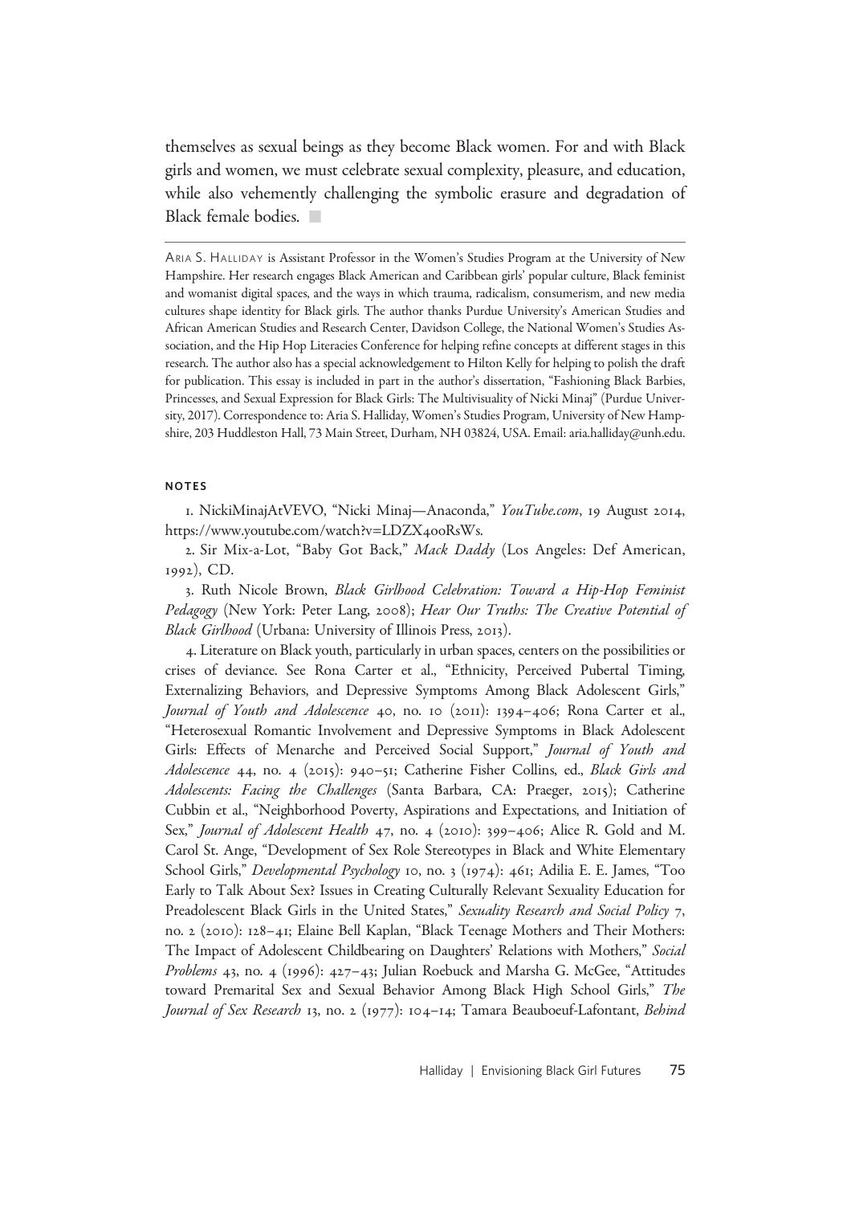themselves as sexual beings as they become Black women. For and with Black girls and women, we must celebrate sexual complexity, pleasure, and education, while also vehemently challenging the symbolic erasure and degradation of Black female bodies. ■

---

ARIA S. HALLIDAY is Assistant Professor in the Women's Studies Program at the University of New Hampshire. Her research engages Black American and Caribbean girls' popular culture, Black feminist and womanist digital spaces, and the ways in which trauma, radicalism, consumerism, and new media cultures shape identity for Black girls. The author thanks Purdue University's American Studies and African American Studies and Research Center, Davidson College, the National Women's Studies Association, and the Hip Hop Literacies Conference for helping refine concepts at different stages in this research. The author also has a special acknowledgement to Hilton Kelly for helping to polish the draft for publication. This essay is included in part in the author's dissertation, "Fashioning Black Barbies, Princesses, and Sexual Expression for Black Girls: The Multivisuality of Nicki Minaj" (Purdue University, 2017). Correspondence to: Aria S. Halliday, Women's Studies Program, University of New Hampshire, 203 Huddleston Hall, 73 Main Street, Durham, NH 03824, USA. Email: aria.halliday@unh.edu.

## NOTES

1. NickiMinajAtVEVO, "Nicki Minaj—Anaconda," *YouTube.com*, 19 August 2014, https://www.youtube.com/watch?v=LDZX4ooRsWs.

2. Sir Mix-a-Lot, "Baby Got Back," *Mack Daddy* (Los Angeles: Def American, 1992), CD.

3. Ruth Nicole Brown, *Black Girlhood Celebration: Toward a Hip-Hop Feminist Pedagogy* (New York: Peter Lang, 2008); *Hear Our Truths: The Creative Potential of Black Girlhood* (Urbana: University of Illinois Press, 2013).

4. Literature on Black youth, particularly in urban spaces, centers on the possibilities or crises of deviance. See Rona Carter et al., "Ethnicity, Perceived Pubertal Timing, Externalizing Behaviors, and Depressive Symptoms Among Black Adolescent Girls," *Journal of Youth and Adolescence* 40, no. 10 (2011): 1394–406; Rona Carter et al., "Heterosexual Romantic Involvement and Depressive Symptoms in Black Adolescent Girls: Effects of Menarche and Perceived Social Support," *Journal of Youth and Adolescence* 44, no. 4 (2015): 940–51; Catherine Fisher Collins, ed., *Black Girls and Adolescents: Facing the Challenges* (Santa Barbara, CA: Praeger, 2015); Catherine Cubbin et al., "Neighborhood Poverty, Aspirations and Expectations, and Initiation of Sex," *Journal of Adolescent Health* 47, no. 4 (2010): 399–406; Alice R. Gold and M. Carol St. Ange, "Development of Sex Role Stereotypes in Black and White Elementary School Girls," *Developmental Psychology* 10, no. 3 (1974): 461; Adilia E. E. James, "Too Early to Talk About Sex? Issues in Creating Culturally Relevant Sexuality Education for Preadolescent Black Girls in the United States," *Sexuality Research and Social Policy* 7, no. 2 (2010): 128–41; Elaine Bell Kaplan, "Black Teenage Mothers and Their Mothers: The Impact of Adolescent Childbearing on Daughters' Relations with Mothers," *Social Problems* 43, no. 4 (1996): 427–43; Julian Roebuck and Marsha G. McGee, "Attitudes toward Premarital Sex and Sexual Behavior Among Black High School Girls," *The Journal of Sex Research* 13, no. 2 (1977): 104–14; Tamara Beauboeuf-Lafontant, *Behind*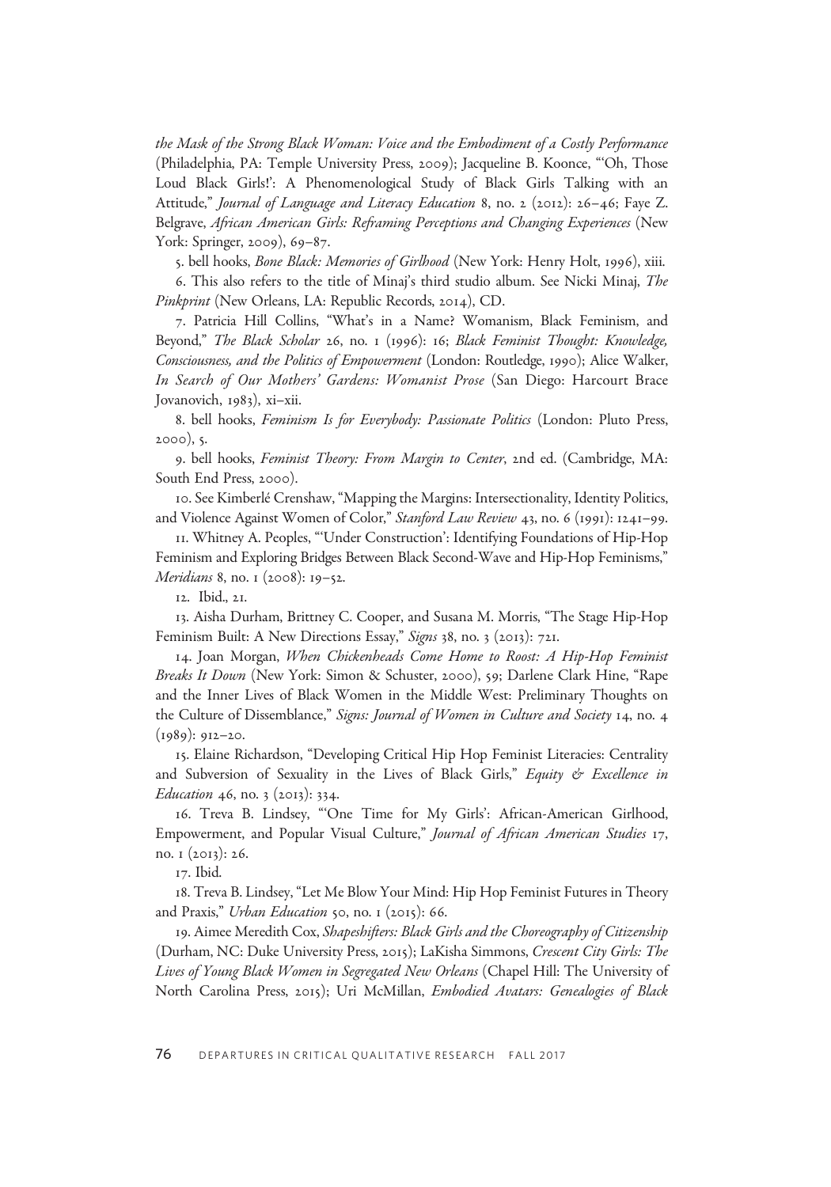*the Mask of the Strong Black Woman: Voice and the Embodiment of a Costly Performance* (Philadelphia, PA: Temple University Press, 2009); Jacqueline B. Koonce, "'Oh, Those Loud Black Girls!': A Phenomenological Study of Black Girls Talking with an Attitude," *Journal of Language and Literacy Education* 8, no. 2 (2012): 26–46; Faye Z. Belgrave, *African American Girls: Reframing Perceptions and Changing Experiences* (New York: Springer, 2009), 69–87.

5. bell hooks, *Bone Black: Memories of Girlhood* (New York: Henry Holt, 1996), xiii.

6. This also refers to the title of Minaj's third studio album. See Nicki Minaj, *The Pinkprint* (New Orleans, LA: Republic Records, 2014), CD.

7. Patricia Hill Collins, "What's in a Name? Womanism, Black Feminism, and Beyond," *The Black Scholar* 26, no. 1 (1996): 16; *Black Feminist Thought: Knowledge, Consciousness, and the Politics of Empowerment* (London: Routledge, 1990); Alice Walker, *In Search of Our Mothers' Gardens: Womanist Prose* (San Diego: Harcourt Brace Jovanovich, 1983), xi–xii.

8. bell hooks, *Feminism Is for Everybody: Passionate Politics* (London: Pluto Press, 2000), 5.

9. bell hooks, *Feminist Theory: From Margin to Center*, 2nd ed. (Cambridge, MA: South End Press, 2000).

10. See Kimberlé Crenshaw, "Mapping the Margins: Intersectionality, Identity Politics, and Violence Against Women of Color," *Stanford Law Review* 43, no. 6 (1991): 1241–99.

11. Whitney A. Peoples, "'Under Construction': Identifying Foundations of Hip-Hop Feminism and Exploring Bridges Between Black Second-Wave and Hip-Hop Feminisms," *Meridians* 8, no. 1 (2008): 19–52.

12. Ibid., 21.

13. Aisha Durham, Brittney C. Cooper, and Susana M. Morris, "The Stage Hip-Hop Feminism Built: A New Directions Essay," *Signs* 38, no. 3 (2013): 721.

14. Joan Morgan, *When Chickenheads Come Home to Roost: A Hip-Hop Feminist Breaks It Down* (New York: Simon & Schuster, 2000), 59; Darlene Clark Hine, "Rape and the Inner Lives of Black Women in the Middle West: Preliminary Thoughts on the Culture of Dissemblance," *Signs: Journal of Women in Culture and Society* 14, no. 4 (1989): 912–20.

15. Elaine Richardson, "Developing Critical Hip Hop Feminist Literacies: Centrality and Subversion of Sexuality in the Lives of Black Girls," *Equity & Excellence in Education* 46, no. 3 (2013): 334.

16. Treva B. Lindsey, "'One Time for My Girls': African-American Girlhood, Empowerment, and Popular Visual Culture," *Journal of African American Studies* 17, no. 1 (2013): 26.

17. Ibid.

18. Treva B. Lindsey, "Let Me Blow Your Mind: Hip Hop Feminist Futures in Theory and Praxis," *Urban Education* 50, no. 1 (2015): 66.

19. Aimee Meredith Cox, *Shapeshifters: Black Girls and the Choreography of Citizenship* (Durham, NC: Duke University Press, 2015); LaKisha Simmons, *Crescent City Girls: The Lives of Young Black Women in Segregated New Orleans* (Chapel Hill: The University of North Carolina Press, 2015); Uri McMillan, *Embodied Avatars: Genealogies of Black*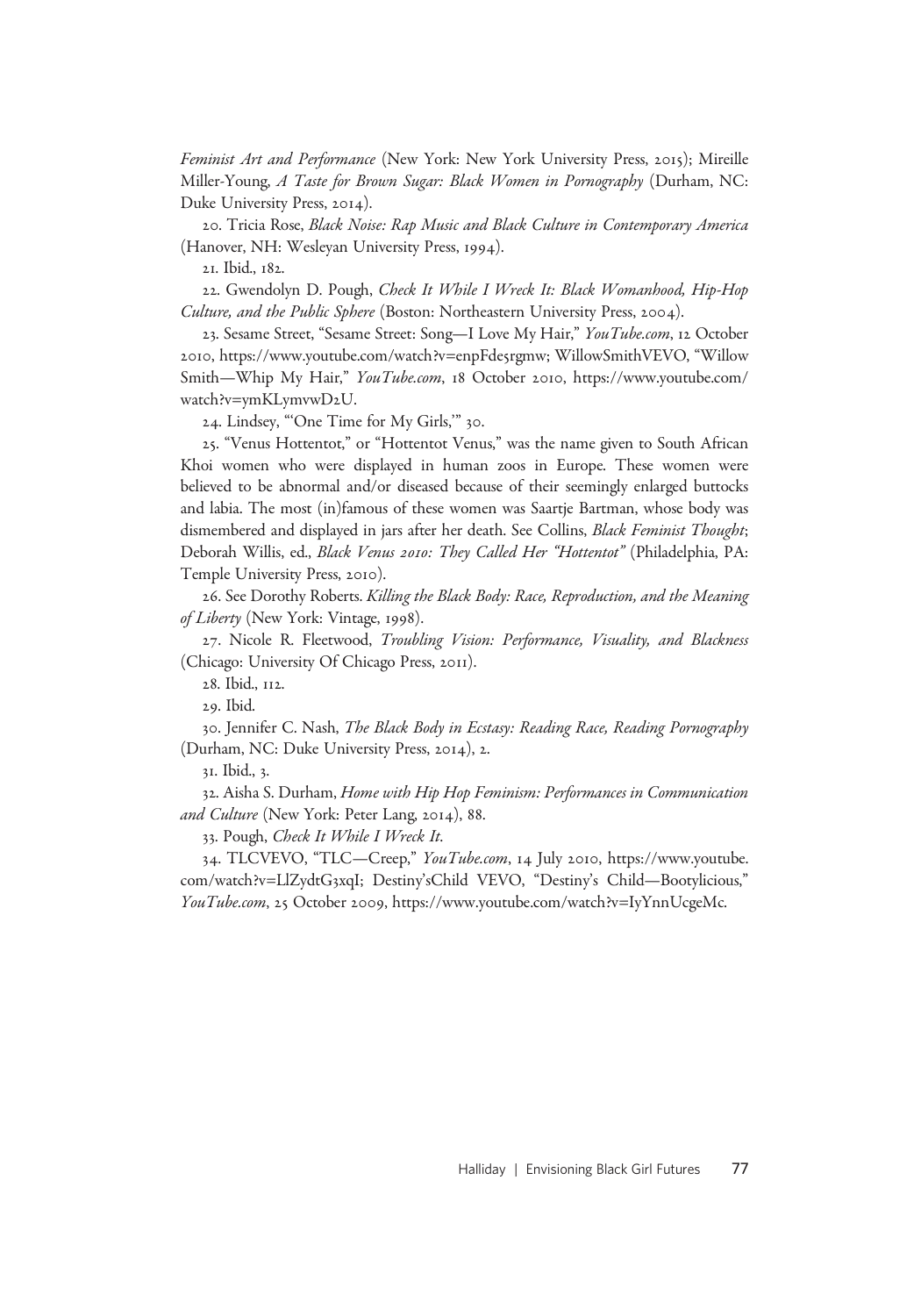*Feminist Art and Performance* (New York: New York University Press, 2015); Mireille Miller-Young, *A Taste for Brown Sugar: Black Women in Pornography* (Durham, NC: Duke University Press, 2014).

20. Tricia Rose, *Black Noise: Rap Music and Black Culture in Contemporary America* (Hanover, NH: Wesleyan University Press, 1994).

21. Ibid., 182.

22. Gwendolyn D. Pough, *Check It While I Wreck It: Black Womanhood, Hip-Hop Culture, and the Public Sphere* (Boston: Northeastern University Press, 2004).

23. Sesame Street, "Sesame Street: Song—I Love My Hair," *YouTube.com*, 12 October 2010, https://www.youtube.com/watch?v=enpFde5rgmw; WillowSmithVEVO, "Willow Smith—Whip My Hair," *YouTube.com*, 18 October 2010, https://www.youtube.com/watch?v=ymKLymvwD2U.

24. Lindsey, "'One Time for My Girls,'" 30.

25. "Venus Hottentot," or "Hottentot Venus," was the name given to South African Khoi women who were displayed in human zoos in Europe. These women were believed to be abnormal and/or diseased because of their seemingly enlarged buttocks and labia. The most (in)famous of these women was Saartje Bartman, whose body was dismembered and displayed in jars after her death. See Collins, *Black Feminist Thought*; Deborah Willis, ed., *Black Venus 2010: They Called Her "Hottentot"* (Philadelphia, PA: Temple University Press, 2010).

26. See Dorothy Roberts. *Killing the Black Body: Race, Reproduction, and the Meaning of Liberty* (New York: Vintage, 1998).

27. Nicole R. Fleetwood, *Troubling Vision: Performance, Visuality, and Blackness* (Chicago: University Of Chicago Press, 2011).

28. Ibid., 112.

29. Ibid.

30. Jennifer C. Nash, *The Black Body in Ecstasy: Reading Race, Reading Pornography* (Durham, NC: Duke University Press, 2014), 2.

31. Ibid., 3.

32. Aisha S. Durham, *Home with Hip Hop Feminism: Performances in Communication and Culture* (New York: Peter Lang, 2014), 88.

33. Pough, *Check It While I Wreck It*.

34. TLCVEVO, "TLC—Creep," *YouTube.com*, 14 July 2010, https://www.youtube.com/watch?v=LlZydtG3xqI; Destiny'sChild VEVO, "Destiny's Child—Bootylicious," *YouTube.com*, 25 October 2009, https://www.youtube.com/watch?v=IyYnnUcgeMc.